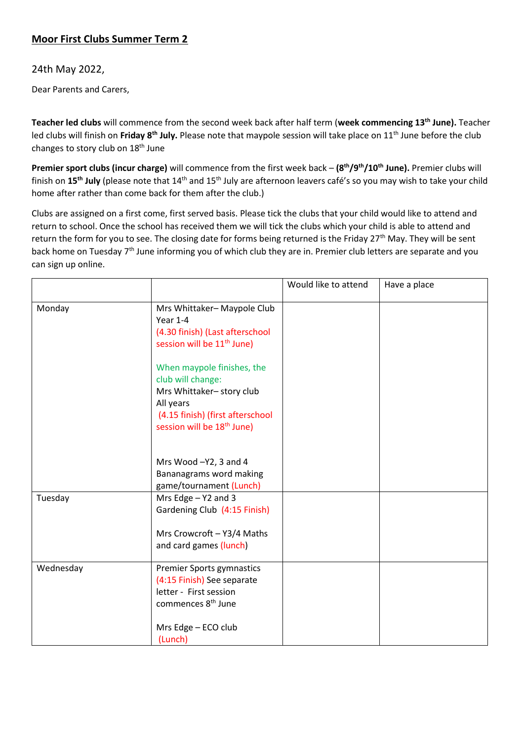## Moor First Clubs Summer Term 2

24th May 2022,

Dear Parents and Carers,

**Teacher led clubs** will commence from the second week back after half term (**week commencing 13th June).** Teacher led clubs will finish on **Friday 8th July.** Please note that maypole session will take place on 11th June before the club changes to story club on 18th June

**Premier sport clubs (incur charge)** will commence from the first week back – **(8th/9th/10th June).** Premier clubs will finish on **15th July** (please note that 14th and 15th July are afternoon leavers café's so you may wish to take your child home after rather than come back for them after the club.)

Clubs are assigned on a first come, first served basis. Please tick the clubs that your child would like to attend and return to school. Once the school has received them we will tick the clubs which your child is able to attend and return the form for you to see. The closing date for forms being returned is the Friday 27th May. They will be sent back home on Tuesday 7th June informing you of which club they are in. Premier club letters are separate and you can sign up online.

| | | Would like to attend | Have a place |
|---|---|---|---|
| Monday | Mrs Whittaker– Maypole Club Year 1-4 (4.30 finish) (Last afterschool session will be 11th June)<br><br>When maypole finishes, the club will change:<br>Mrs Whittaker– story club All years (4.15 finish) (first afterschool session will be 18th June)<br><br>Mrs Wood –Y2, 3 and 4 Bananagrams word making game/tournament (Lunch) | | |
| Tuesday | Mrs Edge – Y2 and 3 Gardening Club (4:15 Finish)<br><br>Mrs Crowcroft – Y3/4 Maths and card games (lunch) | | |
| Wednesday | Premier Sports gymnastics (4:15 Finish) See separate letter - First session commences 8th June<br><br>Mrs Edge – ECO club (Lunch) | | |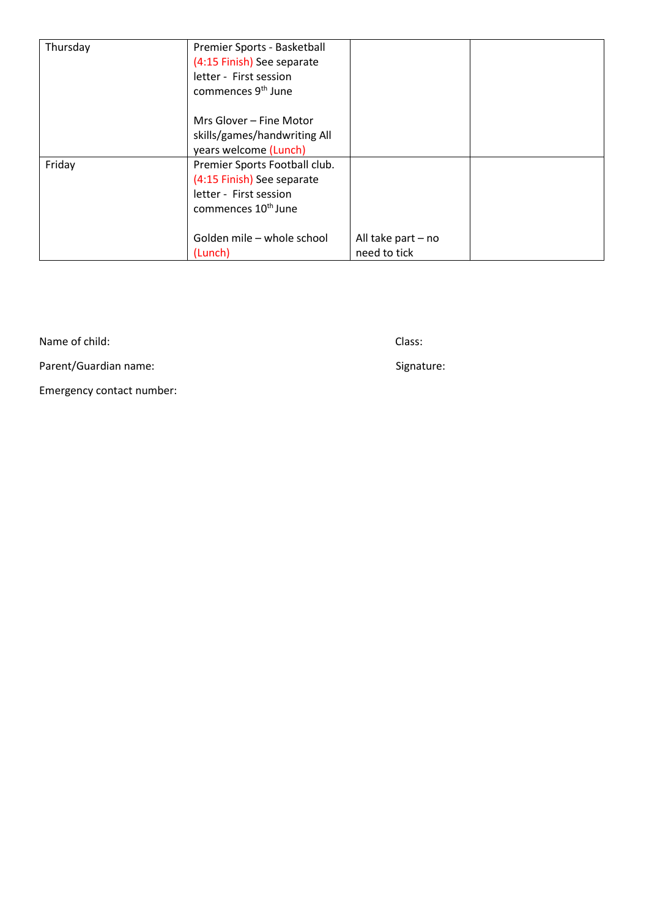| | | | |
|---|---|---|---|
| Thursday | Premier Sports - Basketball (4:15 Finish) See separate letter - First session commences 9th June<br><br>Mrs Glover – Fine Motor skills/games/handwriting All years welcome (Lunch) | | |
| Friday | Premier Sports Football club. (4:15 Finish) See separate letter - First session commences 10th June<br><br>Golden mile – whole school (Lunch) | All take part – no need to tick | |

Name of child: Class:

Parent/Guardian name: Signature:

Emergency contact number: